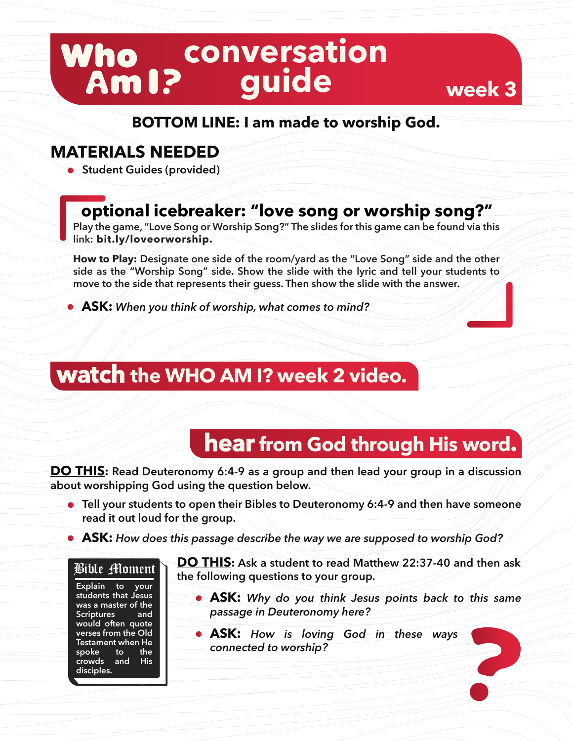# Who Am I? conversation guide week 3

**BOTTOM LINE: I am made to worship God.**

## MATERIALS NEEDED

- Student Guides (provided)

### optional icebreaker: "love song or worship song?"

Play the game, "Love Song or Worship Song?" The slides for this game can be found via this link: **bit.ly/loveorworship.**

**How to Play:** Designate one side of the room/yard as the "Love Song" side and the other side as the "Worship Song" side. Show the slide with the lyric and tell your students to move to the side that represents their guess. Then show the slide with the answer.

- **ASK:** *When you think of worship, what comes to mind?*

## watch the WHO AM I? week 2 video.

## hear from God through His word.

**DO THIS:** Read Deuteronomy 6:4-9 as a group and then lead your group in a discussion about worshipping God using the question below.

- Tell your students to open their Bibles to Deuteronomy 6:4-9 and then have someone read it out loud for the group.
- **ASK:** *How does this passage describe the way we are supposed to worship God?*

**Bible Moment**

Explain to your students that Jesus was a master of the Scriptures and would often quote verses from the Old Testament when He spoke to the crowds and His disciples.

**DO THIS:** Ask a student to read Matthew 22:37-40 and then ask the following questions to your group.

- **ASK:** *Why do you think Jesus points back to this same passage in Deuteronomy here?*
- **ASK:** *How is loving God in these ways connected to worship?*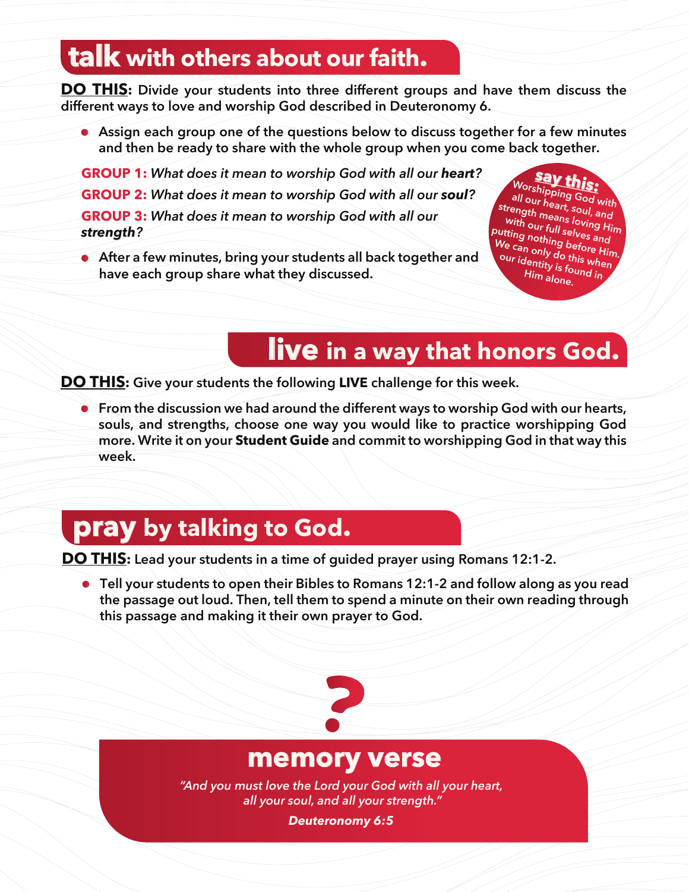## **talk** with others about our faith.

**DO THIS:** Divide your students into three different groups and have them discuss the different ways to love and worship God described in Deuteronomy 6.

- Assign each group one of the questions below to discuss together for a few minutes and then be ready to share with the whole group when you come back together.

**GROUP 1:** *What does it mean to worship God with all our **heart**?*

**GROUP 2:** *What does it mean to worship God with all our **soul**?*

**GROUP 3:** *What does it mean to worship God with all our **strength**?*

- After a few minutes, bring your students all back together and have each group share what they discussed.

**say this:** Worshipping God with all our heart, soul, and strength means loving Him with our full selves and putting nothing before Him. We can only do this when our identity is found in Him alone.

## **live** in a way that honors God.

**DO THIS:** Give your students the following **LIVE** challenge for this week.

- From the discussion we had around the different ways to worship God with our hearts, souls, and strengths, choose one way you would like to practice worshipping God more. Write it on your **Student Guide** and commit to worshipping God in that way this week.

## **pray** by talking to God.

**DO THIS:** Lead your students in a time of guided prayer using Romans 12:1-2.

- Tell your students to open their Bibles to Romans 12:1-2 and follow along as you read the passage out loud. Then, tell them to spend a minute on their own reading through this passage and making it their own prayer to God.

## memory verse

*"And you must love the Lord your God with all your heart, all your soul, and all your strength."*

***Deuteronomy 6:5***